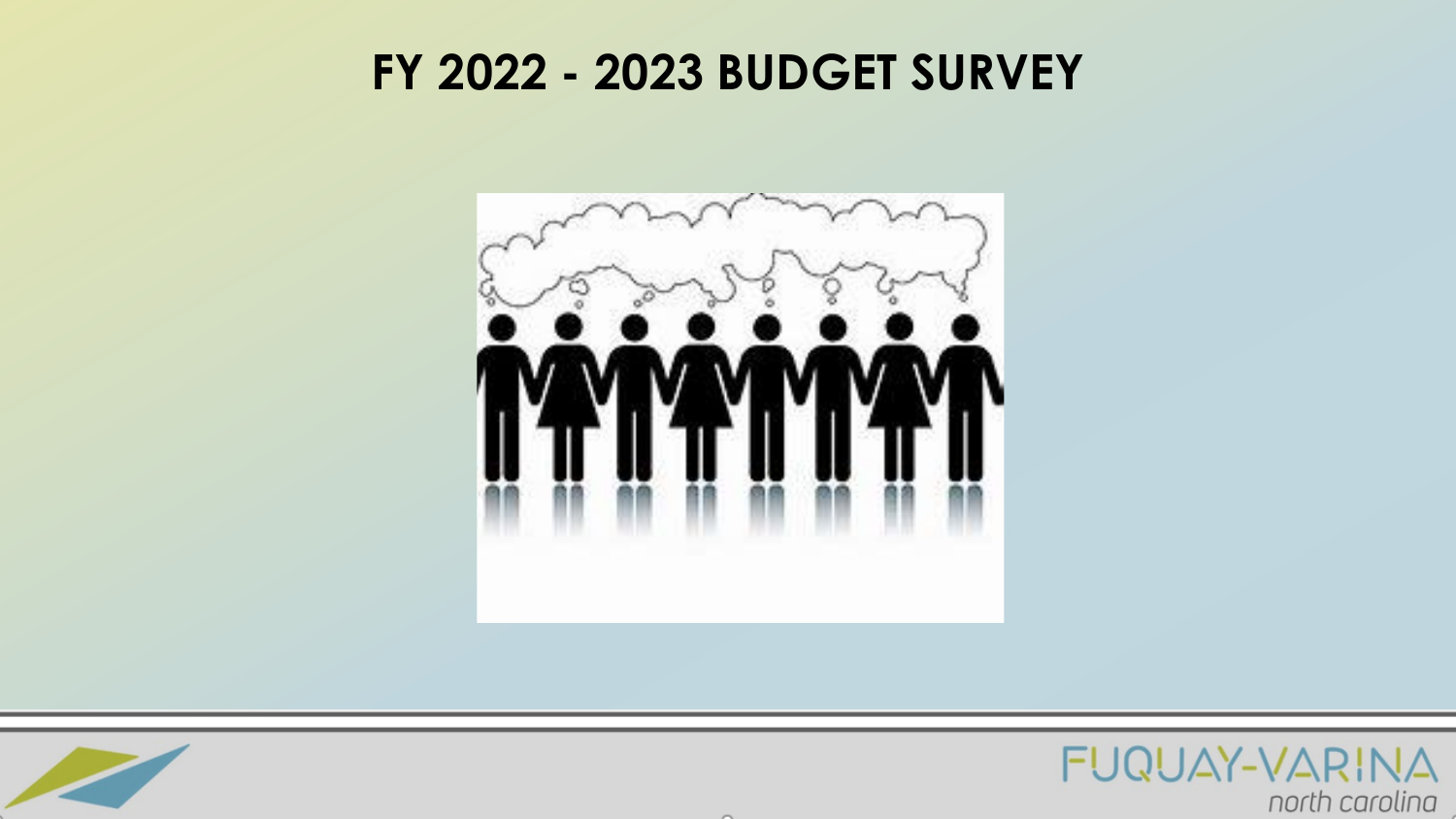# FY 2022 - 2023 BUDGET SURVEY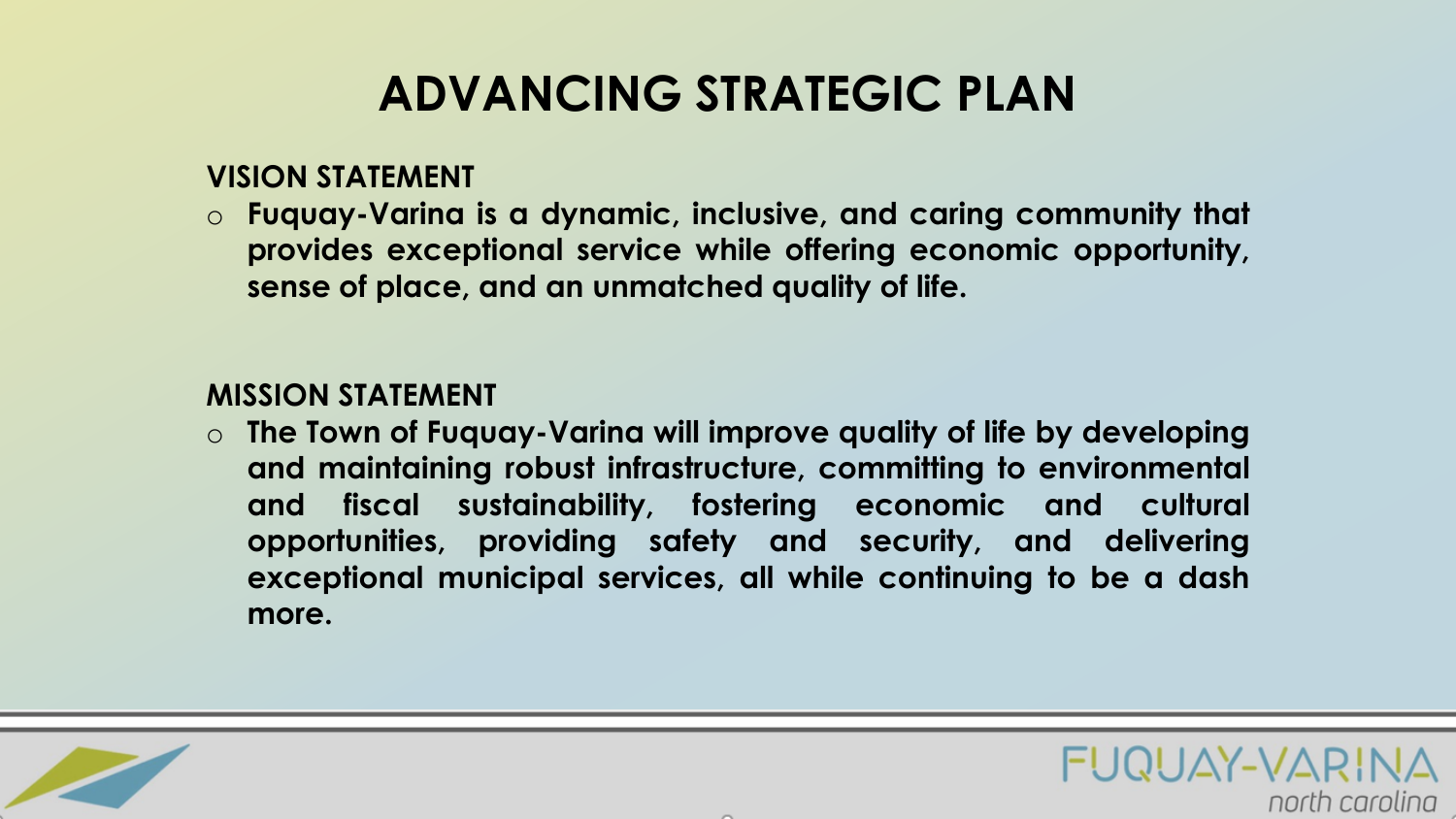# ADVANCING STRATEGIC PLAN

## VISION STATEMENT

- **Fuquay-Varina is a dynamic, inclusive, and caring community that provides exceptional service while offering economic opportunity, sense of place, and an unmatched quality of life.**

## MISSION STATEMENT

- **The Town of Fuquay-Varina will improve quality of life by developing and maintaining robust infrastructure, committing to environmental and fiscal sustainability, fostering economic and cultural opportunities, providing safety and security, and delivering exceptional municipal services, all while continuing to be a dash more.**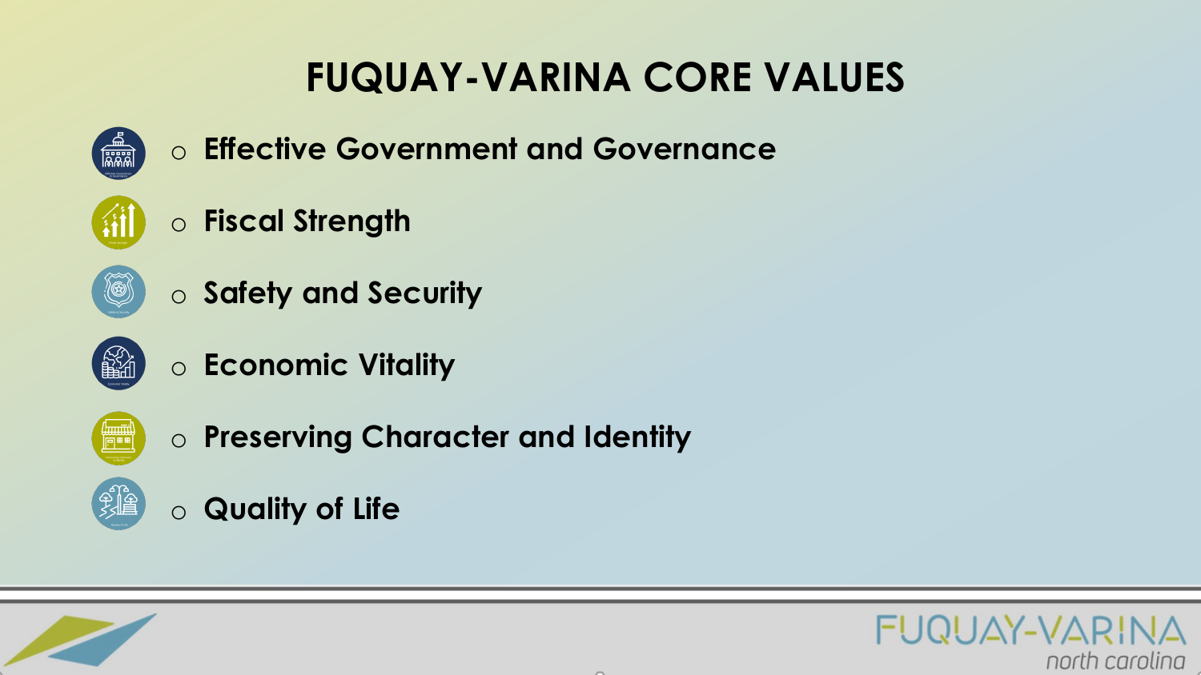# FUQUAY-VARINA CORE VALUES

- **Effective Government and Governance**
- **Fiscal Strength**
- **Safety and Security**
- **Economic Vitality**
- **Preserving Character and Identity**
- **Quality of Life**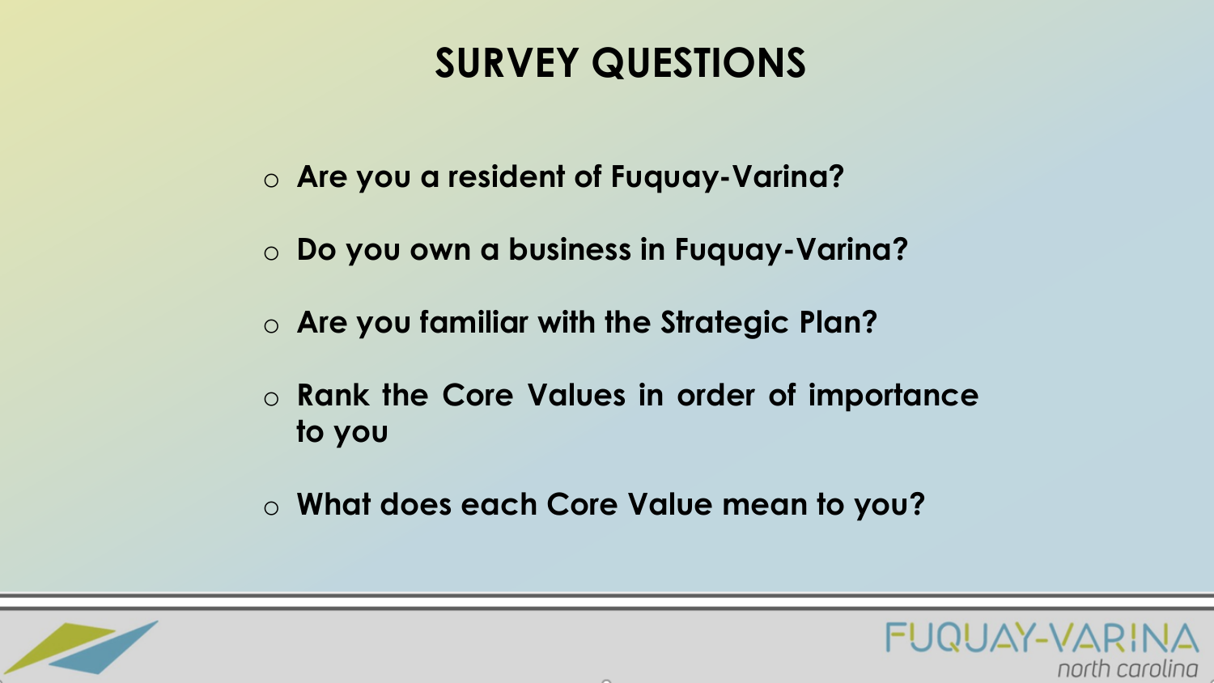# SURVEY QUESTIONS

- Are you a resident of Fuquay-Varina?
- Do you own a business in Fuquay-Varina?
- Are you familiar with the Strategic Plan?
- Rank the Core Values in order of importance to you
- What does each Core Value mean to you?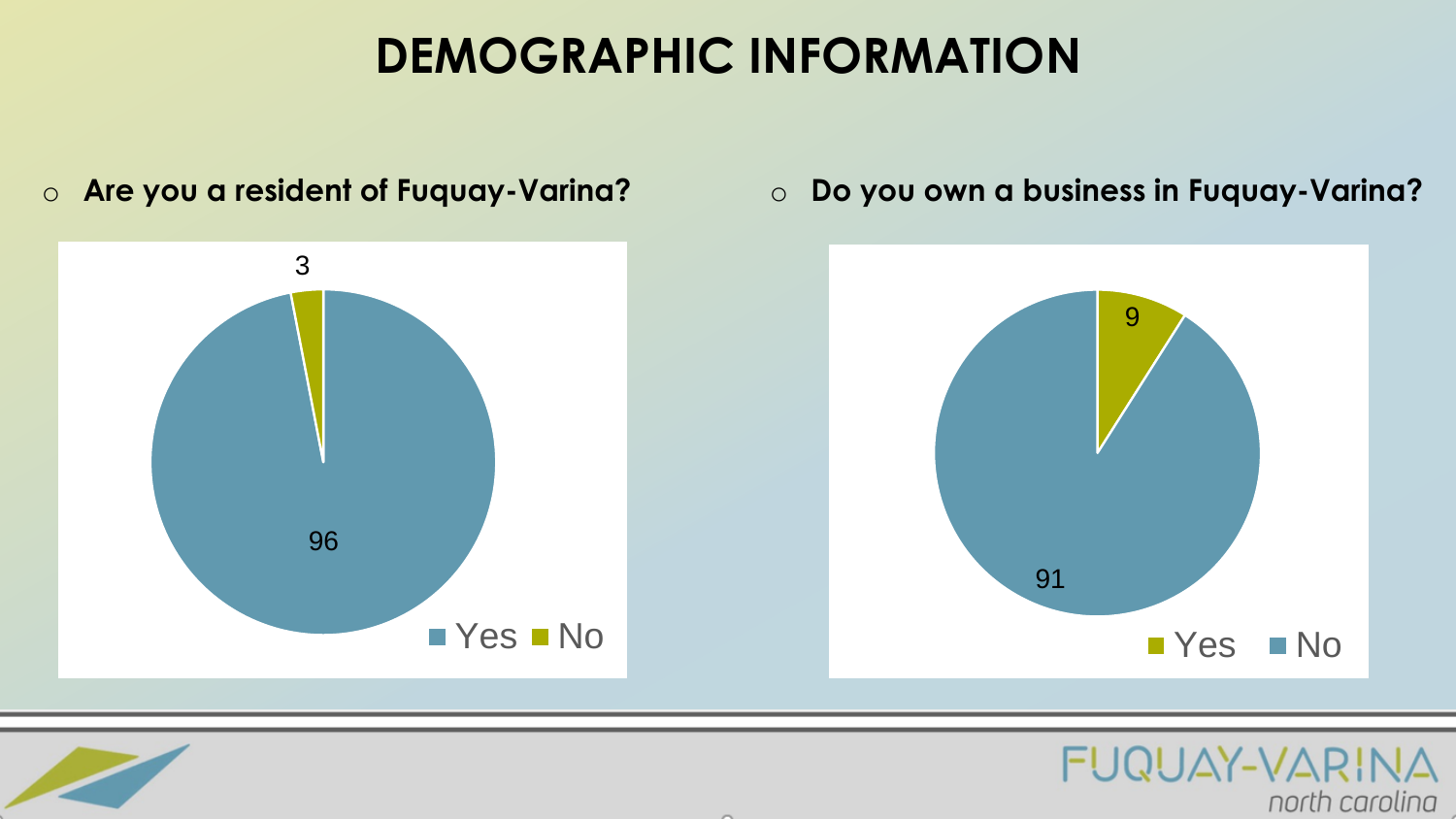# DEMOGRAPHIC INFORMATION

- **Are you a resident of Fuquay-Varina?**

| Response | Count |
|---|---|
| Yes | 96 |
| No | 3 |

- **Do you own a business in Fuquay-Varina?**

| Response | Count |
|---|---|
| Yes | 9 |
| No | 91 |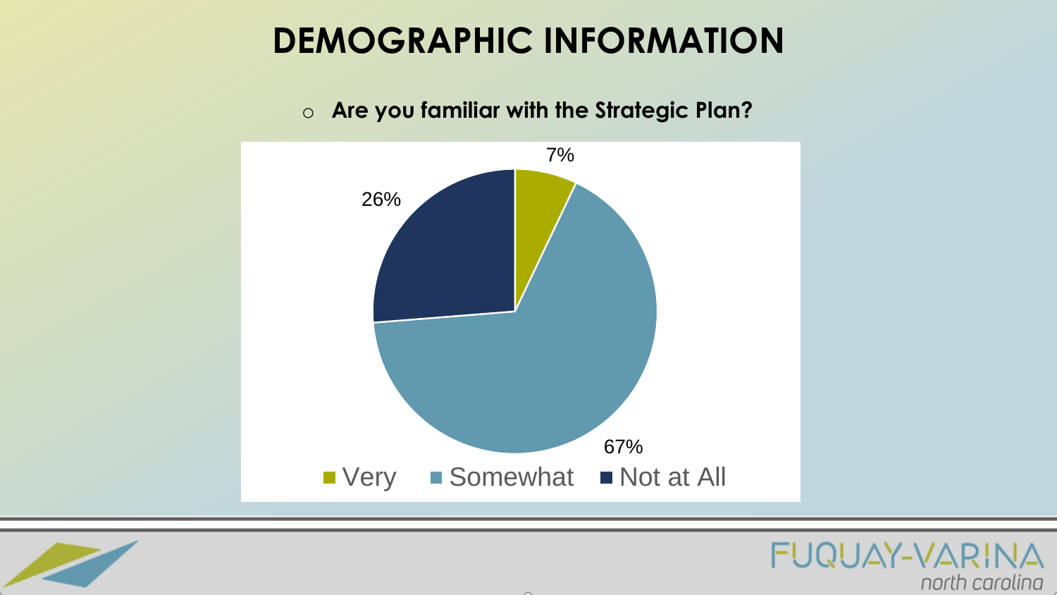# DEMOGRAPHIC INFORMATION

- Are you familiar with the Strategic Plan?

| Response | Percentage |
|---|---|
| Very | 7% |
| Somewhat | 67% |
| Not at All | 26% |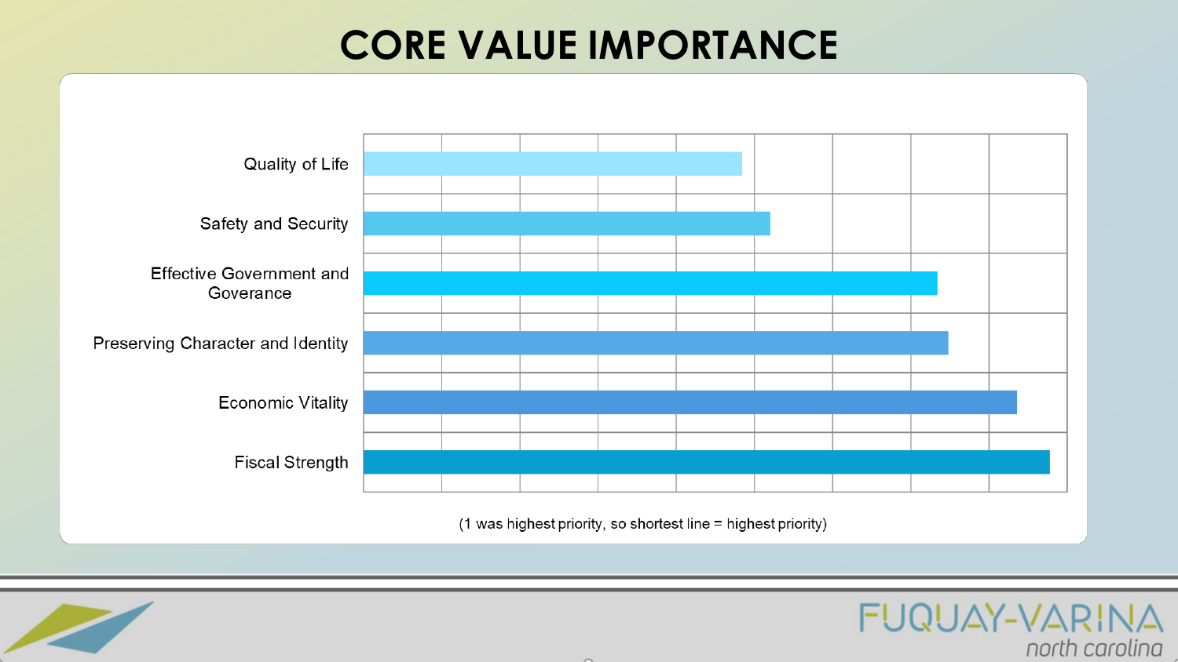# CORE VALUE IMPORTANCE

Quality of Life

Safety and Security

Effective Government and Goverance

Preserving Character and Identity

Economic Vitality

Fiscal Strength

(1 was highest priority, so shortest line = highest priority)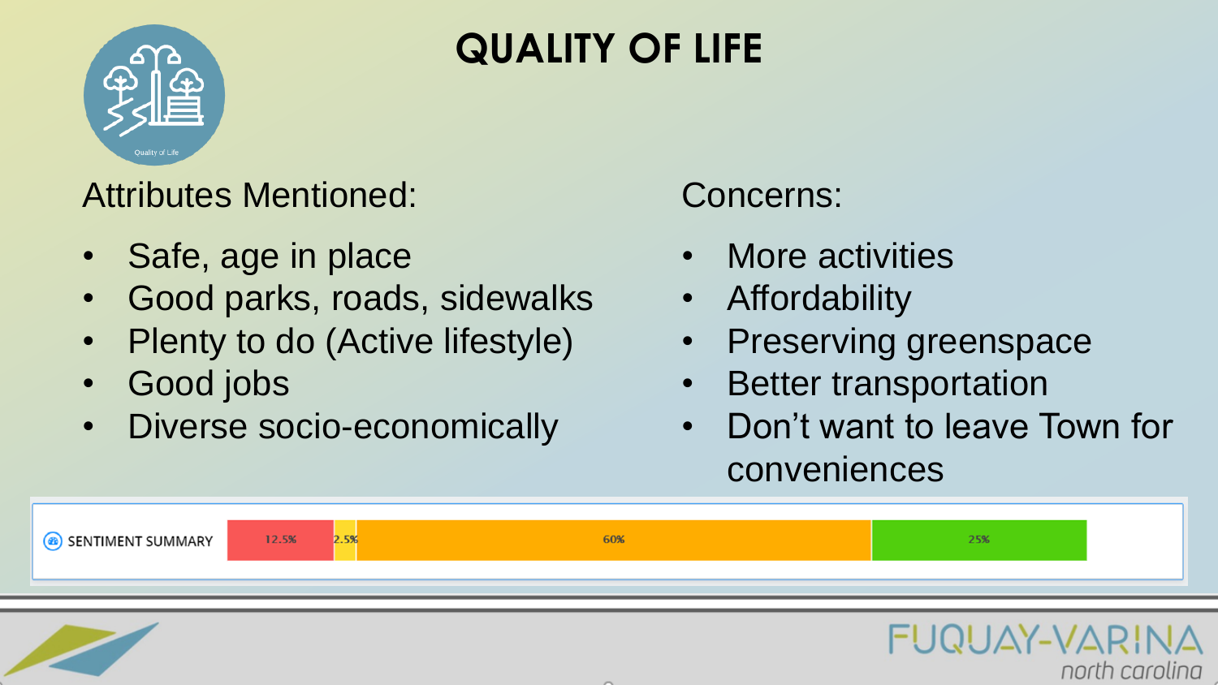# QUALITY OF LIFE

Quality of Life

Attributes Mentioned:

- Safe, age in place
- Good parks, roads, sidewalks
- Plenty to do (Active lifestyle)
- Good jobs
- Diverse socio-economically

Concerns:

- More activities
- Affordability
- Preserving greenspace
- Better transportation
- Don't want to leave Town for conveniences

SENTIMENT SUMMARY

| 12.5% | 2.5% | 60% | 25% |
|---|---|---|---|

FUQUAY-VARINA north carolina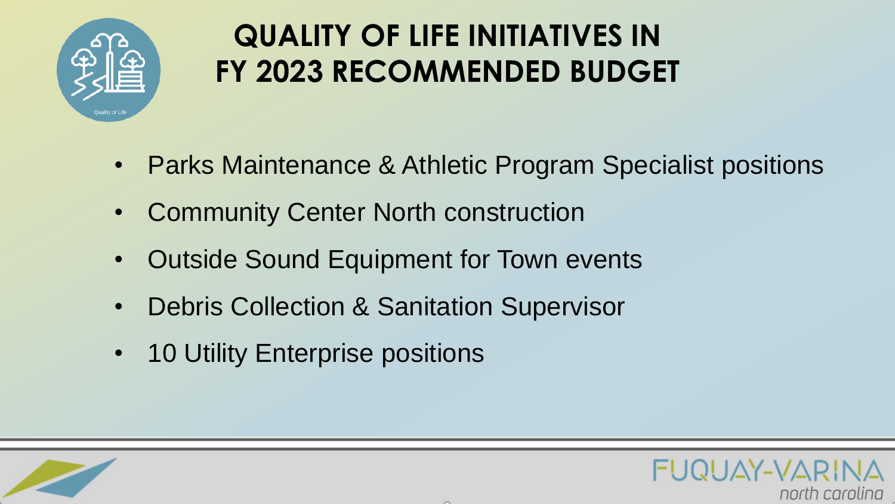# QUALITY OF LIFE INITIATIVES IN FY 2023 RECOMMENDED BUDGET

- Parks Maintenance & Athletic Program Specialist positions
- Community Center North construction
- Outside Sound Equipment for Town events
- Debris Collection & Sanitation Supervisor
- 10 Utility Enterprise positions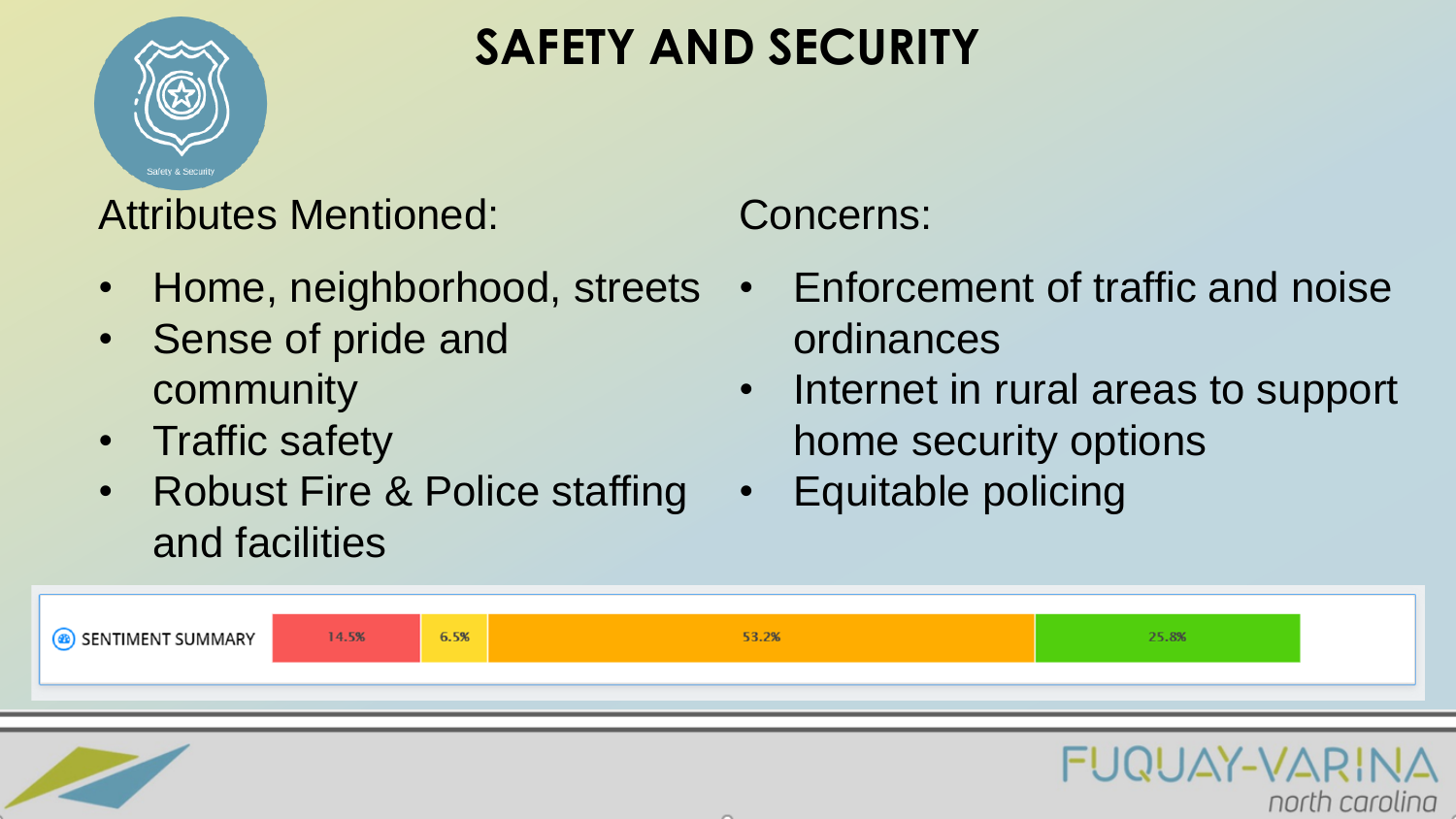# SAFETY AND SECURITY

Safety & Security

Attributes Mentioned:

- Home, neighborhood, streets
- Sense of pride and community
- Traffic safety
- Robust Fire & Police staffing and facilities

Concerns:

- Enforcement of traffic and noise ordinances
- Internet in rural areas to support home security options
- Equitable policing

| SENTIMENT SUMMARY | | | | |
|---|---|---|---|---|
| | 14.5% | 6.5% | 53.2% | 25.8% |

FUQUAY-VARINA
north carolina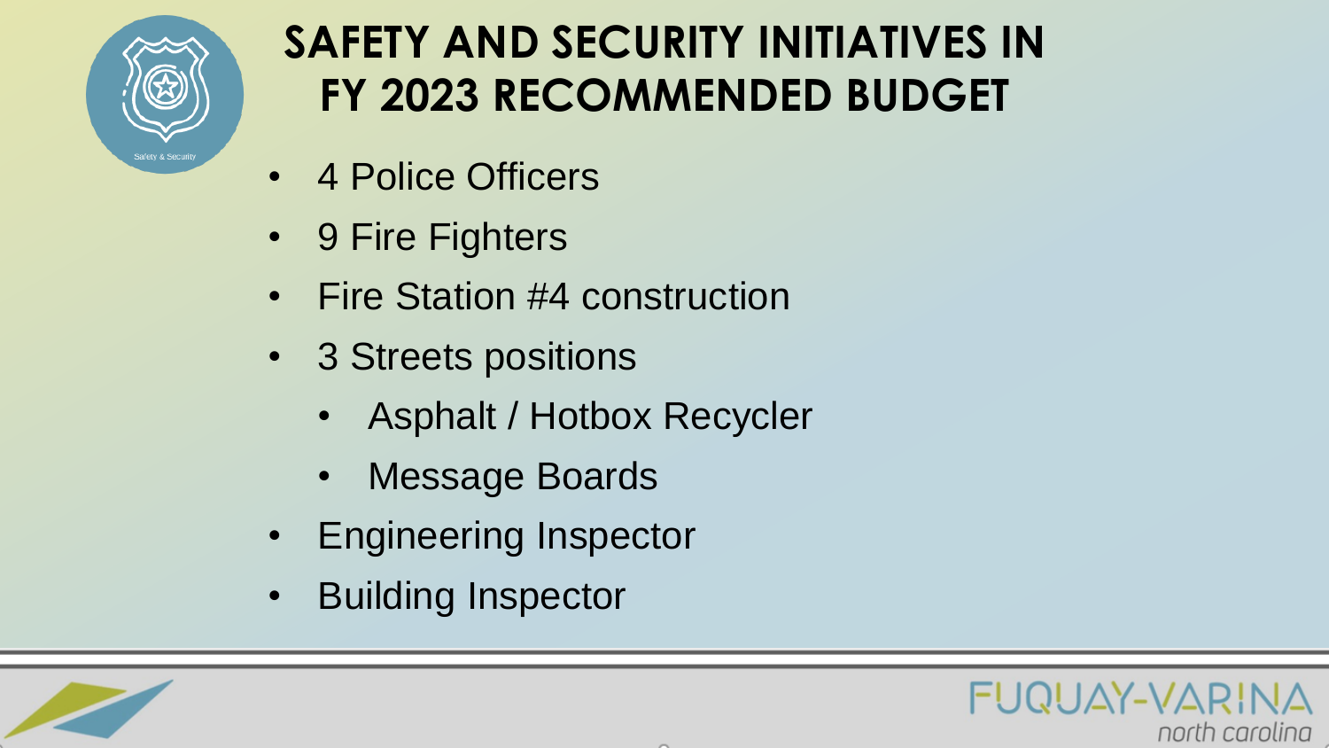# SAFETY AND SECURITY INITIATIVES IN FY 2023 RECOMMENDED BUDGET

- 4 Police Officers
- 9 Fire Fighters
- Fire Station #4 construction
- 3 Streets positions
  - Asphalt / Hotbox Recycler
  - Message Boards
- Engineering Inspector
- Building Inspector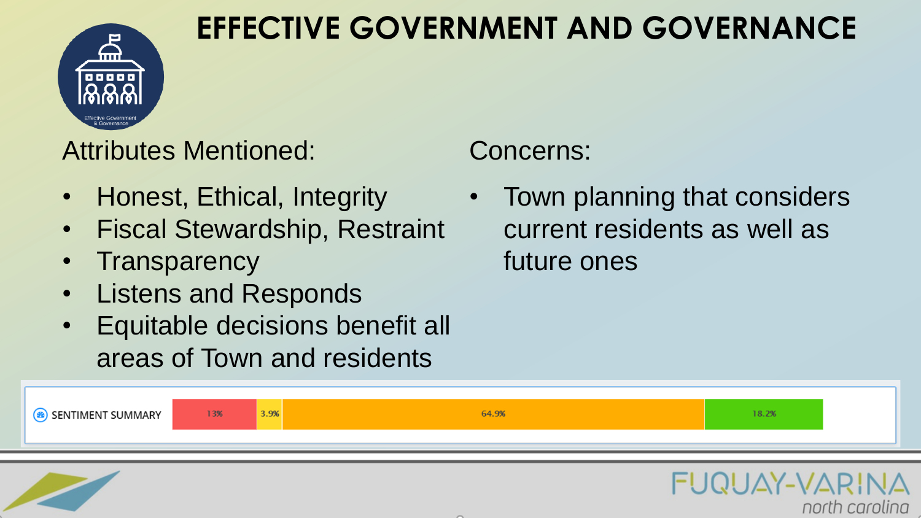# EFFECTIVE GOVERNMENT AND GOVERNANCE

Effective Government & Governance

## Attributes Mentioned:

- Honest, Ethical, Integrity
- Fiscal Stewardship, Restraint
- Transparency
- Listens and Responds
- Equitable decisions benefit all areas of Town and residents

## Concerns:

- Town planning that considers current residents as well as future ones

SENTIMENT SUMMARY

| 13% | 3.9% | 64.9% | 18.2% |
| --- | --- | --- | --- |

FUQUAY-VARINA north carolina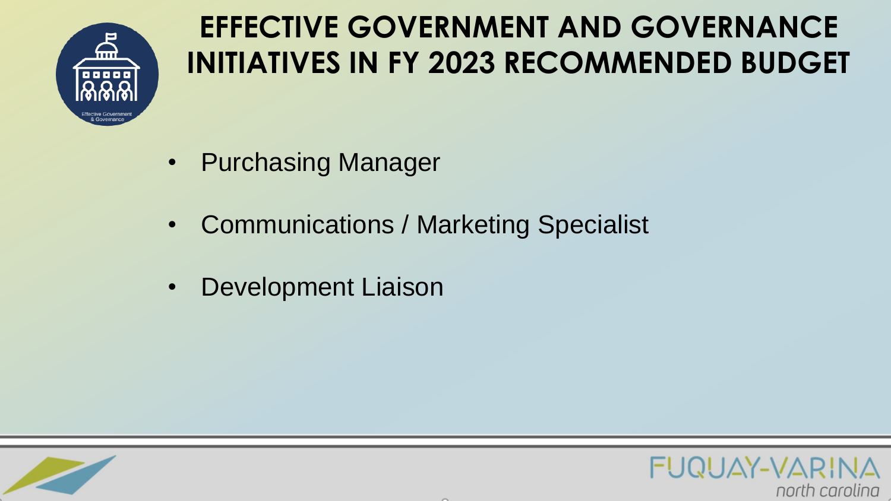# EFFECTIVE GOVERNMENT AND GOVERNANCE INITIATIVES IN FY 2023 RECOMMENDED BUDGET

- Purchasing Manager
- Communications / Marketing Specialist
- Development Liaison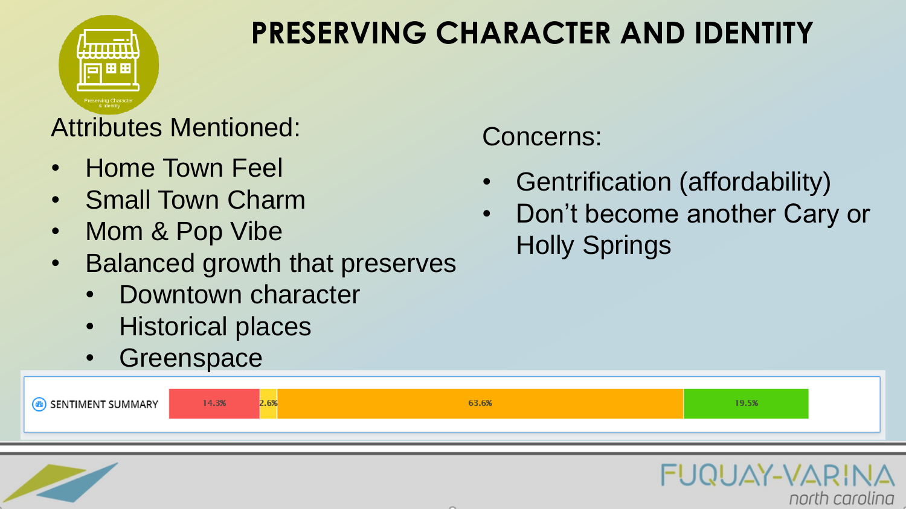# PRESERVING CHARACTER AND IDENTITY

Attributes Mentioned:

- Home Town Feel
- Small Town Charm
- Mom & Pop Vibe
- Balanced growth that preserves
  - Downtown character
  - Historical places
  - Greenspace

Concerns:

- Gentrification (affordability)
- Don't become another Cary or Holly Springs

SENTIMENT SUMMARY

| 14.3% | 2.6% | 63.6% | 19.5% |
|---|---|---|---|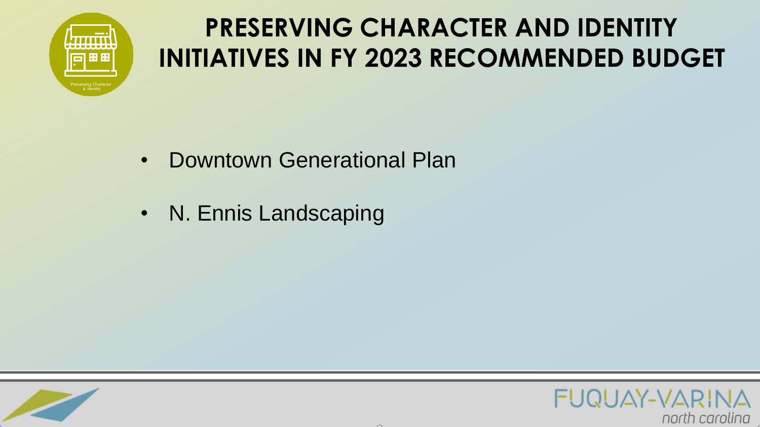# PRESERVING CHARACTER AND IDENTITY INITIATIVES IN FY 2023 RECOMMENDED BUDGET

- Downtown Generational Plan
- N. Ennis Landscaping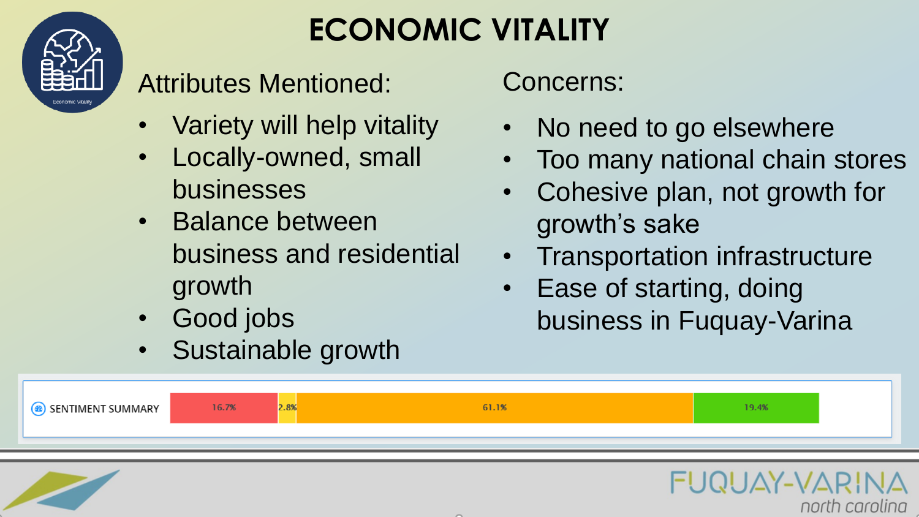# ECONOMIC VITALITY

## Attributes Mentioned:

- Variety will help vitality
- Locally-owned, small businesses
- Balance between business and residential growth
- Good jobs
- Sustainable growth

## Concerns:

- No need to go elsewhere
- Too many national chain stores
- Cohesive plan, not growth for growth's sake
- Transportation infrastructure
- Ease of starting, doing business in Fuquay-Varina

SENTIMENT SUMMARY

| 16.7% | 2.8% | 61.1% | 19.4% |
|---|---|---|---|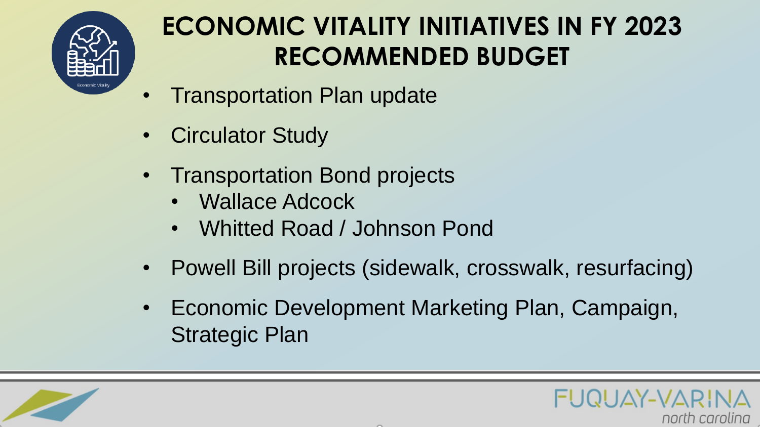# ECONOMIC VITALITY INITIATIVES IN FY 2023 RECOMMENDED BUDGET

- Transportation Plan update
- Circulator Study
- Transportation Bond projects
  - Wallace Adcock
  - Whitted Road / Johnson Pond
- Powell Bill projects (sidewalk, crosswalk, resurfacing)
- Economic Development Marketing Plan, Campaign, Strategic Plan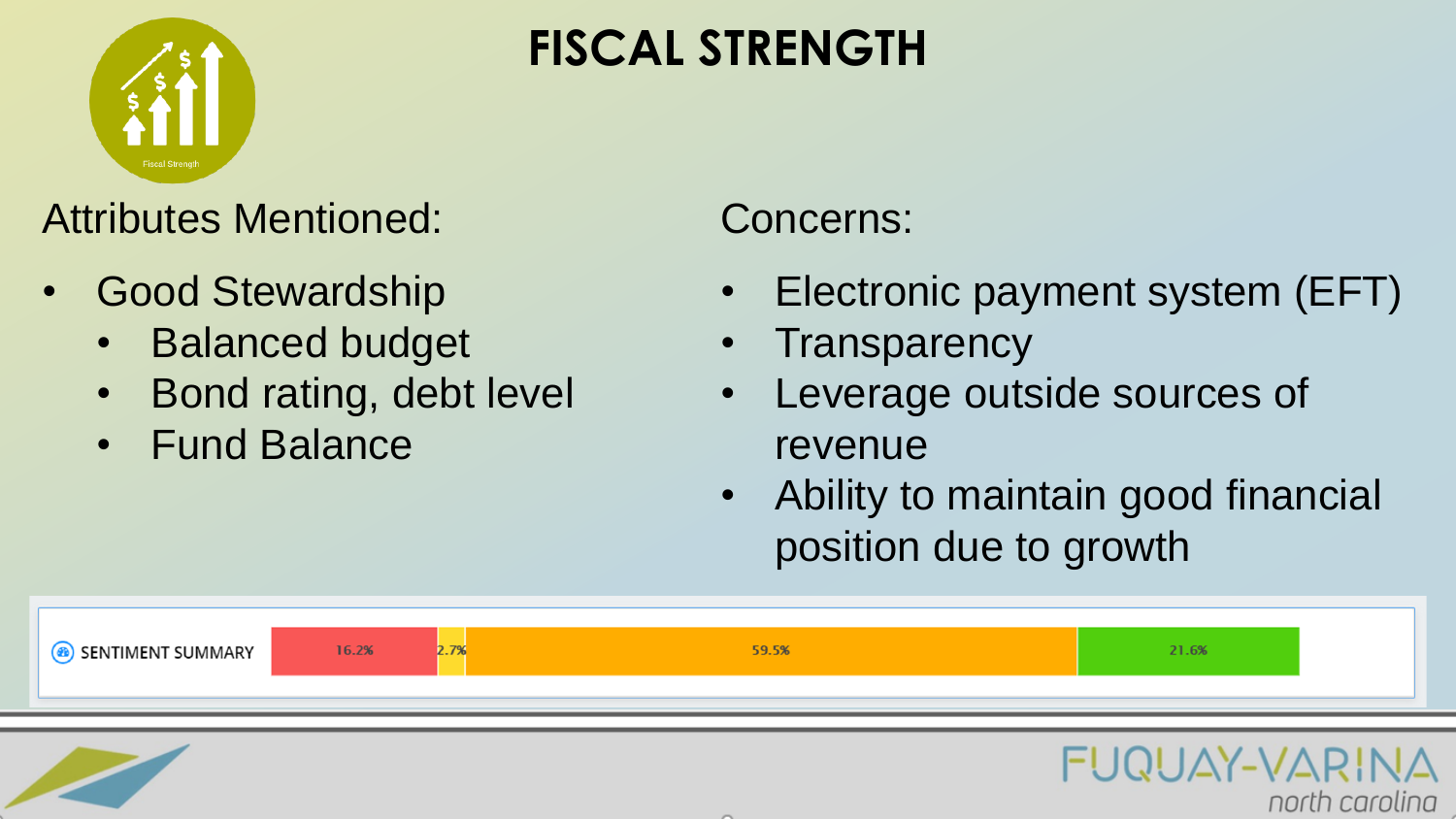# FISCAL STRENGTH

Attributes Mentioned:

- Good Stewardship
  - Balanced budget
  - Bond rating, debt level
  - Fund Balance

Concerns:

- Electronic payment system (EFT)
- Transparency
- Leverage outside sources of revenue
- Ability to maintain good financial position due to growth

SENTIMENT SUMMARY

| 16.2% | 2.7% | 59.5% | 21.6% |
|---|---|---|---|

FUQUAY-VARINA north carolina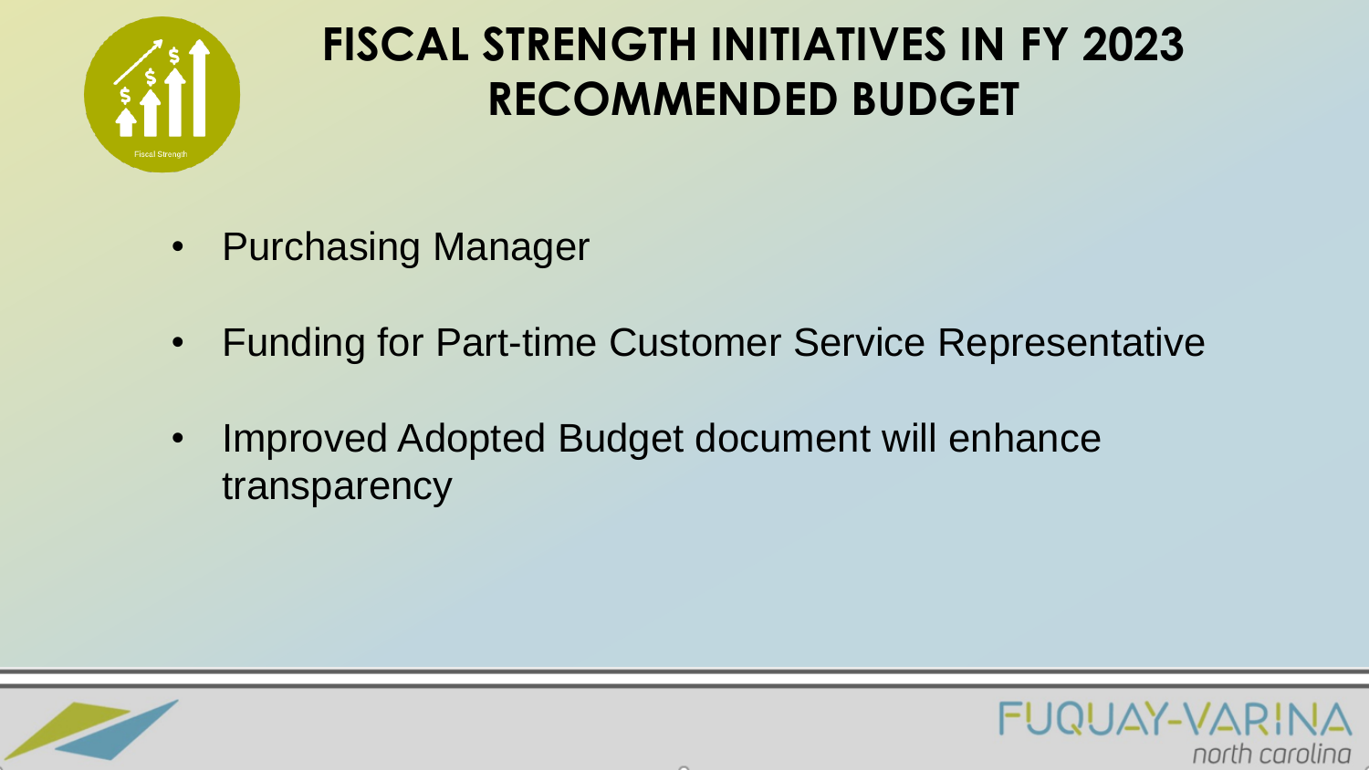# FISCAL STRENGTH INITIATIVES IN FY 2023 RECOMMENDED BUDGET

- Purchasing Manager
- Funding for Part-time Customer Service Representative
- Improved Adopted Budget document will enhance transparency